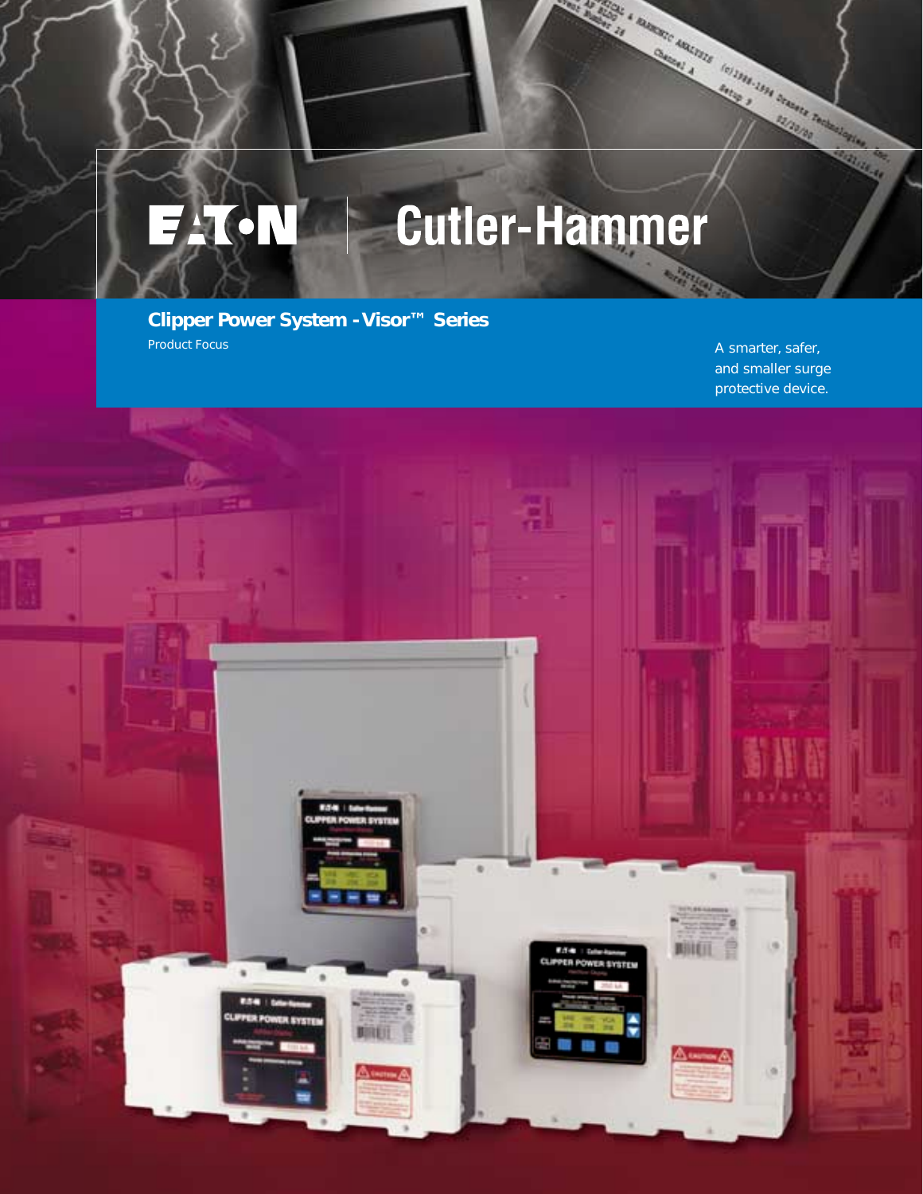EATON | Cutler-Hammer

# Clipper Power System - Visor™ Series

Product Focus

A smarter, safer, and smaller surge protective device.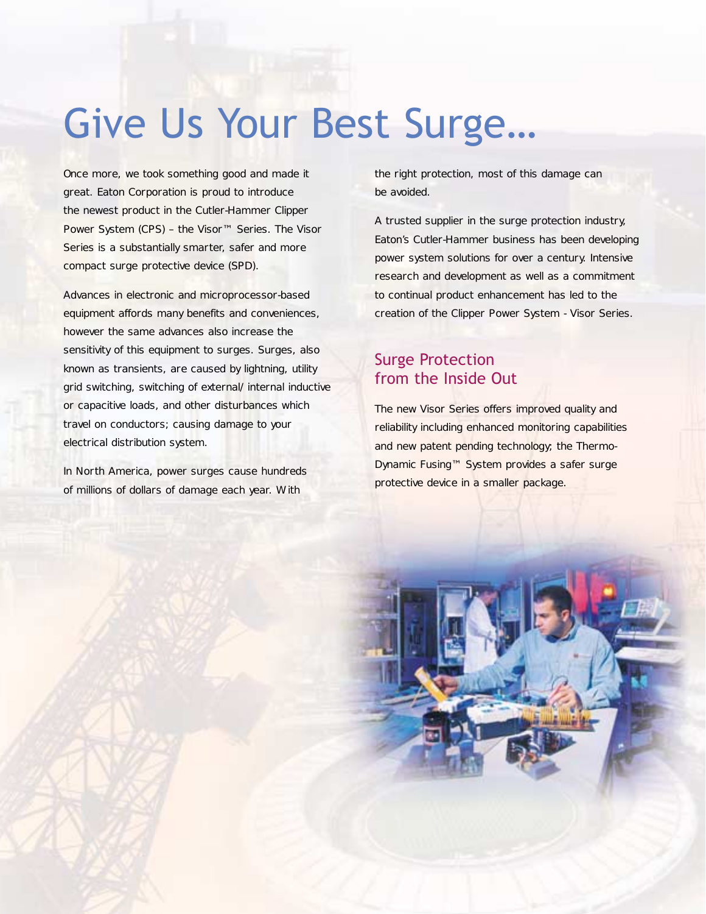# Give Us Your Best Surge...

Once more, we took something good and made it great. Eaton Corporation is proud to introduce the newest product in the Cutler-Hammer Clipper Power System (CPS) – the Visor™ Series. The Visor Series is a substantially smarter, safer and more compact surge protective device (SPD).

Advances in electronic and microprocessor-based equipment affords many benefits and conveniences, however the same advances also increase the sensitivity of this equipment to surges. Surges, also known as transients, are caused by lightning, utility grid switching, switching of external/ internal inductive or capacitive loads, and other disturbances which travel on conductors; causing damage to your electrical distribution system.

In North America, power surges cause hundreds of millions of dollars of damage each year. With the right protection, most of this damage can be avoided.

A trusted supplier in the surge protection industry, Eaton's Cutler-Hammer business has been developing power system solutions for over a century. Intensive research and development as well as a commitment to continual product enhancement has led to the creation of the Clipper Power System - Visor Series.

## Surge Protection from the Inside Out

The new Visor Series offers improved quality and reliability including enhanced monitoring capabilities and new patent pending technology; the Thermo-Dynamic Fusing™ System provides a safer surge protective device in a smaller package.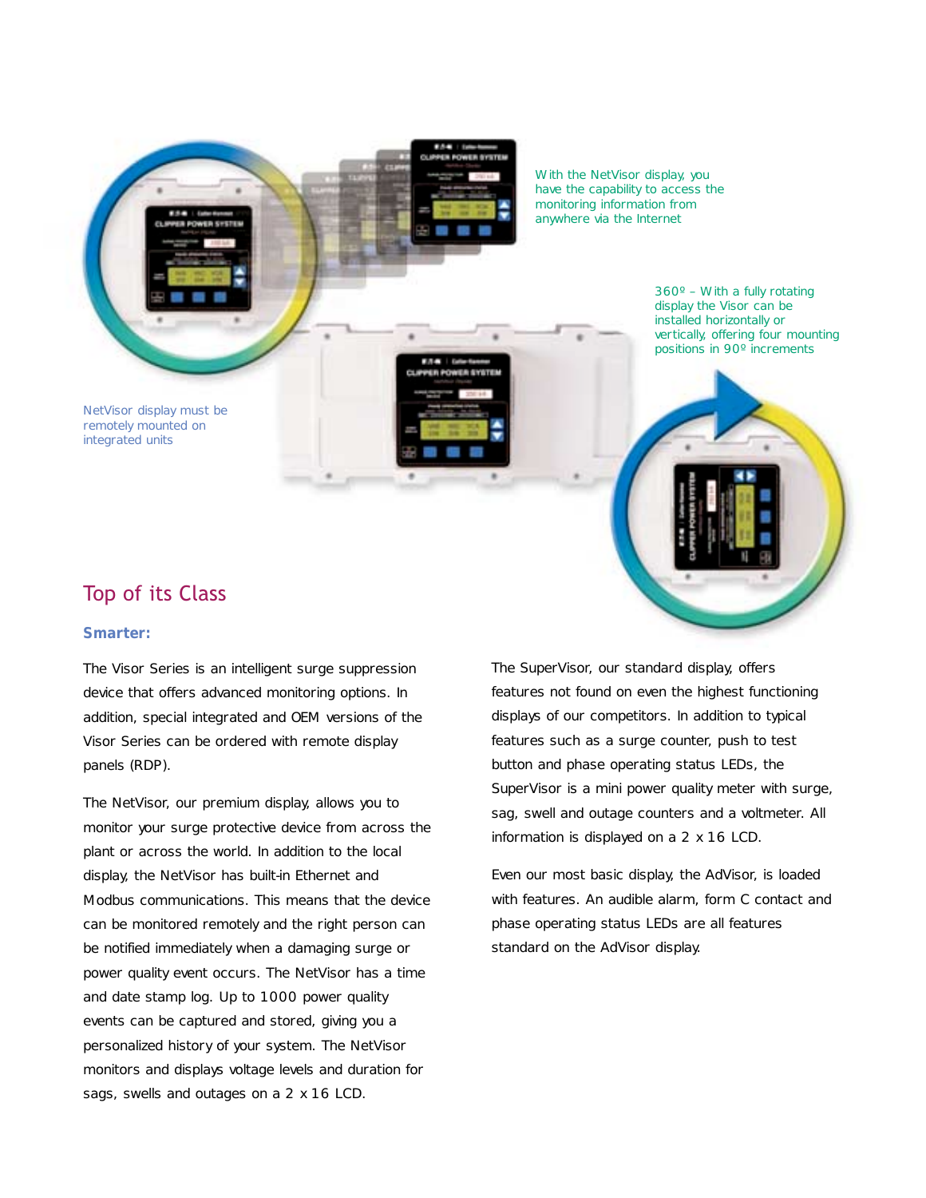With the NetVisor display, you have the capability to access the monitoring information from anywhere via the Internet

360º – With a fully rotating display the Visor can be installed horizontally or vertically, offering four mounting positions in 90º increments

NetVisor display must be remotely mounted on integrated units

## Top of its Class

### Smarter:

The Visor Series is an intelligent surge suppression device that offers advanced monitoring options. In addition, special integrated and OEM versions of the Visor Series can be ordered with remote display panels (RDP).

The NetVisor, our premium display, allows you to monitor your surge protective device from across the plant or across the world. In addition to the local display, the NetVisor has built-in Ethernet and Modbus communications. This means that the device can be monitored remotely and the right person can be notified immediately when a damaging surge or power quality event occurs. The NetVisor has a time and date stamp log. Up to 1000 power quality events can be captured and stored, giving you a personalized history of your system. The NetVisor monitors and displays voltage levels and duration for sags, swells and outages on a 2 x 16 LCD.

The SuperVisor, our standard display, offers features not found on even the highest functioning displays of our competitors. In addition to typical features such as a surge counter, push to test button and phase operating status LEDs, the SuperVisor is a mini power quality meter with surge, sag, swell and outage counters and a voltmeter. All information is displayed on a 2 x 16 LCD.

Even our most basic display, the AdVisor, is loaded with features. An audible alarm, form C contact and phase operating status LEDs are all features standard on the AdVisor display.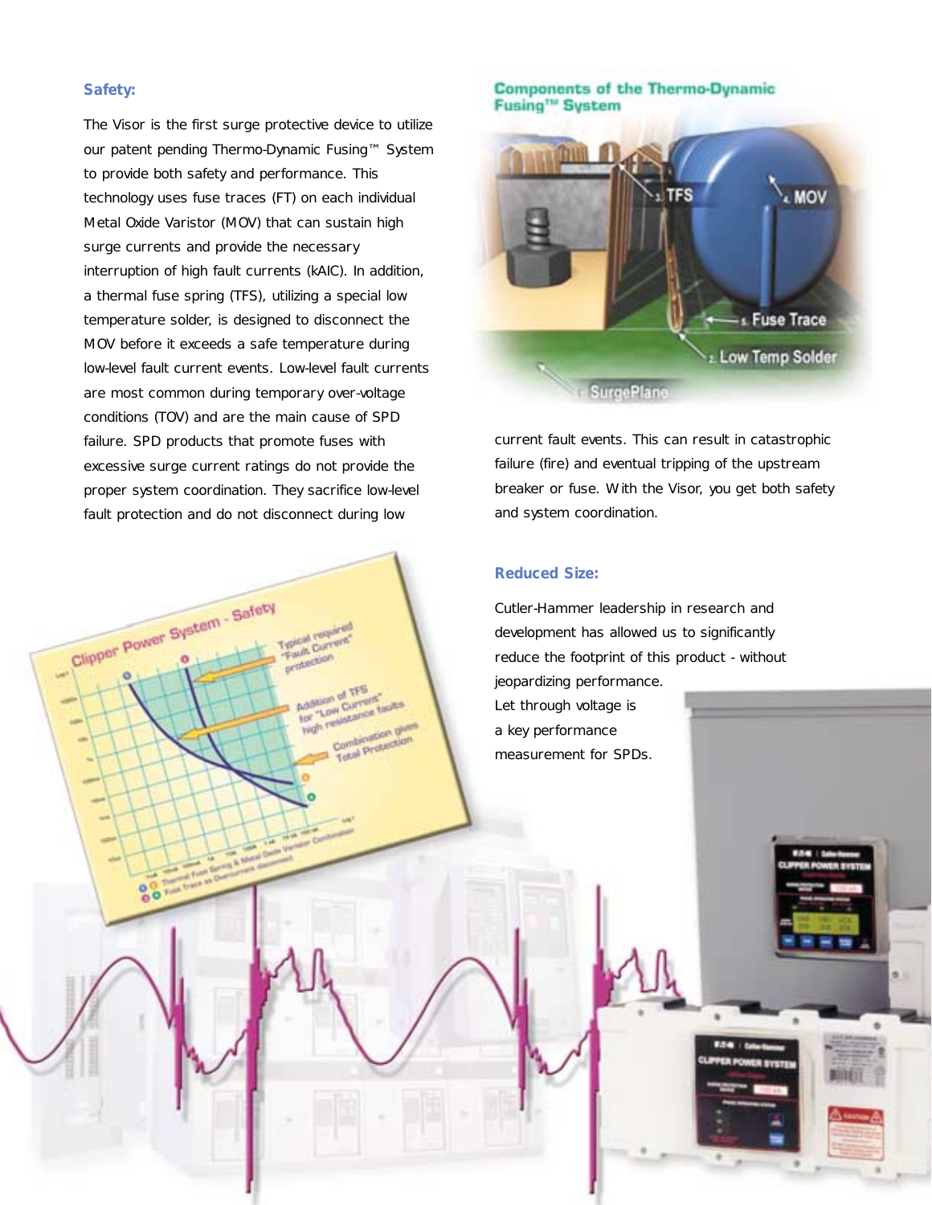## Safety:

The Visor is the first surge protective device to utilize our patent pending Thermo-Dynamic Fusing™ System to provide both safety and performance. This technology uses fuse traces (FT) on each individual Metal Oxide Varistor (MOV) that can sustain high surge currents and provide the necessary interruption of high fault currents (kAIC). In addition, a thermal fuse spring (TFS), utilizing a special low temperature solder, is designed to disconnect the MOV before it exceeds a safe temperature during low-level fault current events. Low-level fault currents are most common during temporary over-voltage conditions (TOV) and are the main cause of SPD failure. SPD products that promote fuses with excessive surge current ratings do not provide the proper system coordination. They sacrifice low-level fault protection and do not disconnect during low current fault events. This can result in catastrophic failure (fire) and eventual tripping of the upstream breaker or fuse. With the Visor, you get both safety and system coordination.

## Reduced Size:

Cutler-Hammer leadership in research and development has allowed us to significantly reduce the footprint of this product - without jeopardizing performance. Let through voltage is a key performance measurement for SPDs.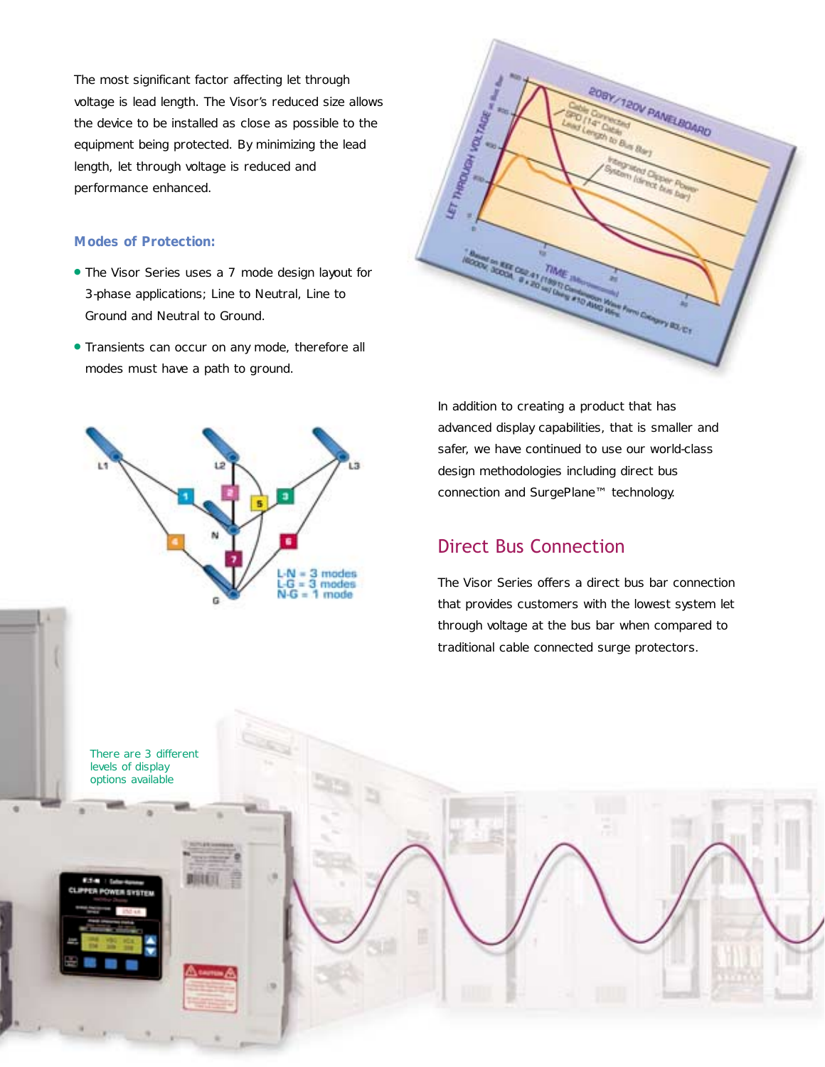The most significant factor affecting let through voltage is lead length. The Visor's reduced size allows the device to be installed as close as possible to the equipment being protected. By minimizing the lead length, let through voltage is reduced and performance enhanced.

### Modes of Protection:

- The Visor Series uses a 7 mode design layout for 3-phase applications; Line to Neutral, Line to Ground and Neutral to Ground.
- Transients can occur on any mode, therefore all modes must have a path to ground.

L-N = 3 modes
L-G = 3 modes
N-G = 1 mode

In addition to creating a product that has advanced display capabilities, that is smaller and safer, we have continued to use our world-class design methodologies including direct bus connection and SurgePlane™ technology.

## Direct Bus Connection

The Visor Series offers a direct bus bar connection that provides customers with the lowest system let through voltage at the bus bar when compared to traditional cable connected surge protectors.

There are 3 different levels of display options available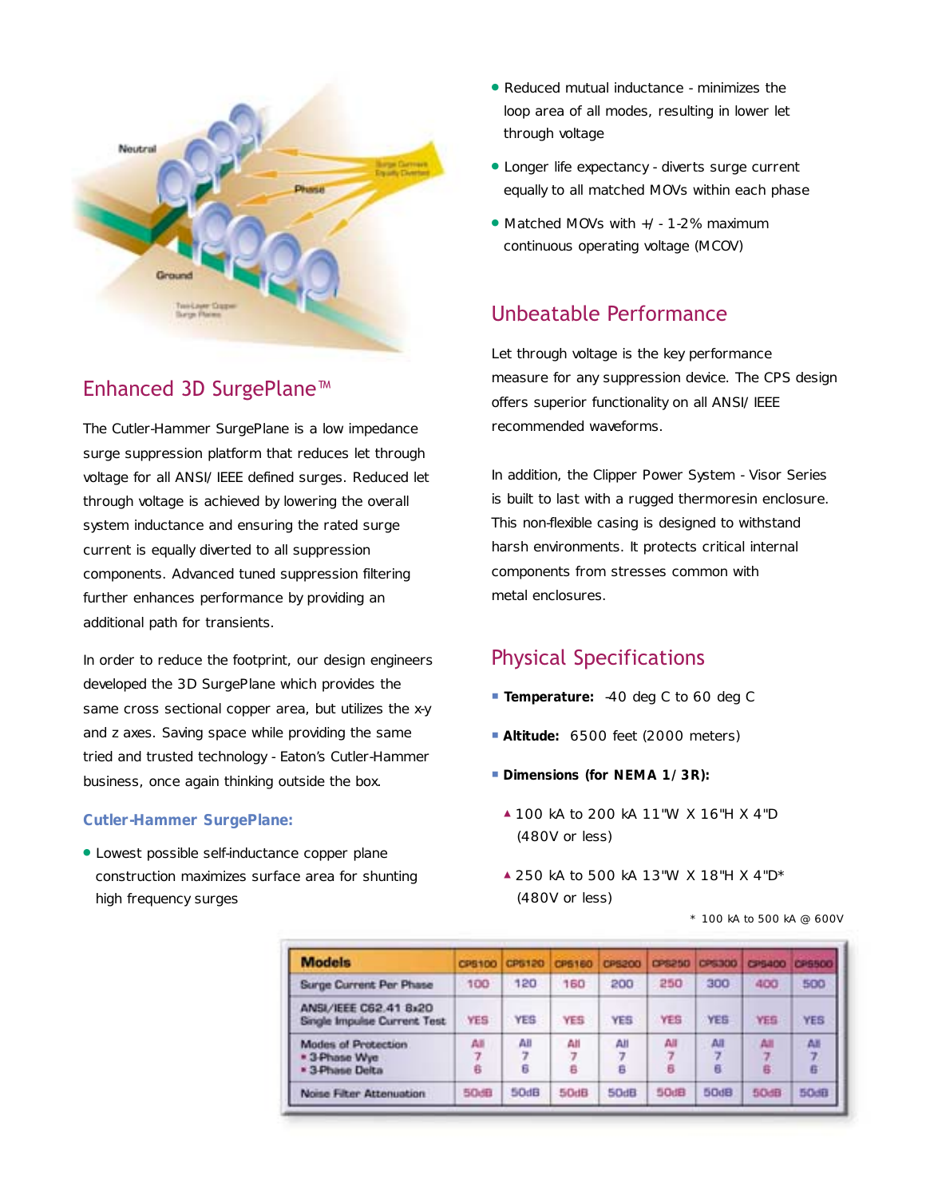## Enhanced 3D SurgePlane™

The Cutler-Hammer SurgePlane is a low impedance surge suppression platform that reduces let through voltage for all ANSI/ IEEE defined surges. Reduced let through voltage is achieved by lowering the overall system inductance and ensuring the rated surge current is equally diverted to all suppression components. Advanced tuned suppression filtering further enhances performance by providing an additional path for transients.

In order to reduce the footprint, our design engineers developed the 3D SurgePlane which provides the same cross sectional copper area, but utilizes the x-y and z axes. Saving space while providing the same tried and trusted technology - Eaton's Cutler-Hammer business, once again thinking outside the box.

### Cutler-Hammer SurgePlane:

- Lowest possible self-inductance copper plane construction maximizes surface area for shunting high frequency surges
- Reduced mutual inductance - minimizes the loop area of all modes, resulting in lower let through voltage
- Longer life expectancy - diverts surge current equally to all matched MOVs within each phase
- Matched MOVs with +/ - 1-2% maximum continuous operating voltage (MCOV)

## Unbeatable Performance

Let through voltage is the key performance measure for any suppression device. The CPS design offers superior functionality on all ANSI/ IEEE recommended waveforms.

In addition, the Clipper Power System - Visor Series is built to last with a rugged thermoresin enclosure. This non-flexible casing is designed to withstand harsh environments. It protects critical internal components from stresses common with metal enclosures.

## Physical Specifications

- **Temperature:** -40 deg C to 60 deg C
- **Altitude:** 6500 feet (2000 meters)
- **Dimensions (for NEMA 1/ 3R):**
  - 100 kA to 200 kA 11"W X 16"H X 4"D (480V or less)
  - 250 kA to 500 kA 13"W X 18"H X 4"D* (480V or less)

\* 100 kA to 500 kA @ 600V

| Models | CPS100 | CPS120 | CPS160 | CPS200 | CPS250 | CPS300 | CPS400 | CPS500 |
|---|---|---|---|---|---|---|---|---|
| Surge Current Per Phase | 100 | 120 | 160 | 200 | 250 | 300 | 400 | 500 |
| ANSI/IEEE C62.41 8x20 Single Impulse Current Test | YES | YES | YES | YES | YES | YES | YES | YES |
| Modes of Protection<br>• 3-Phase Wye<br>• 3-Phase Delta | All<br>7<br>6 | All<br>7<br>6 | All<br>7<br>6 | All<br>7<br>6 | All<br>7<br>6 | All<br>7<br>6 | All<br>7<br>6 | All<br>7<br>6 |
| Noise Filter Attenuation | 50dB | 50dB | 50dB | 50dB | 50dB | 50dB | 50dB | 50dB |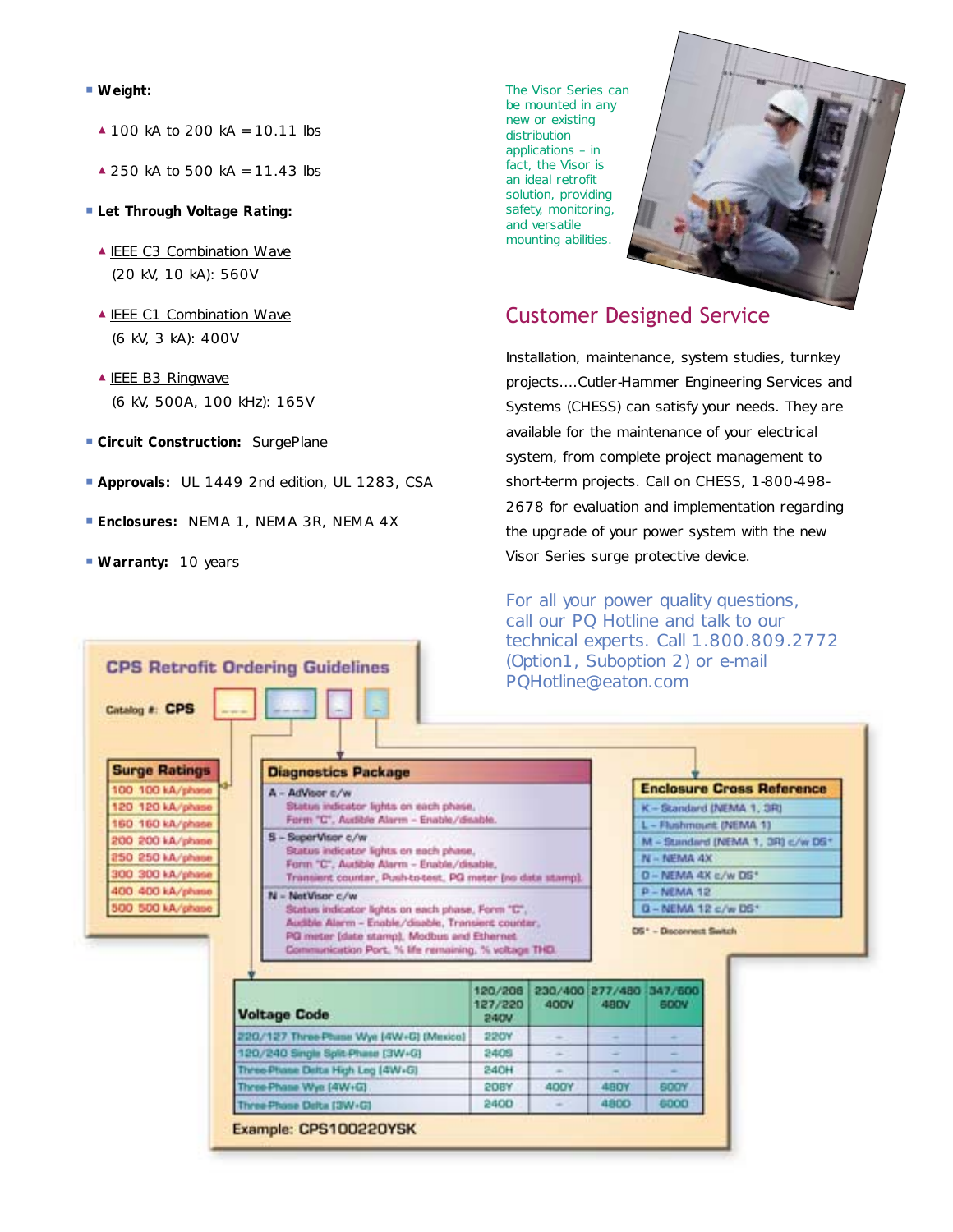- **Weight:**
  - 100 kA to 200 kA = 10.11 lbs
  - 250 kA to 500 kA = 11.43 lbs
- **Let Through Voltage Rating:**
  - IEEE C3 Combination Wave (20 kV, 10 kA): 560V
  - IEEE C1 Combination Wave (6 kV, 3 kA): 400V
  - IEEE B3 Ringwave (6 kV, 500A, 100 kHz): 165V
- **Circuit Construction:** SurgePlane
- **Approvals:** UL 1449 2nd edition, UL 1283, CSA
- **Enclosures:** NEMA 1, NEMA 3R, NEMA 4X
- **Warranty:** 10 years

The Visor Series can be mounted in any new or existing distribution applications – in fact, the Visor is an ideal retrofit solution, providing safety, monitoring, and versatile mounting abilities.

## Customer Designed Service

Installation, maintenance, system studies, turnkey projects....Cutler-Hammer Engineering Services and Systems (CHESS) can satisfy your needs. They are available for the maintenance of your electrical system, from complete project management to short-term projects. Call on CHESS, 1-800-498-2678 for evaluation and implementation regarding the upgrade of your power system with the new Visor Series surge protective device.

For all your power quality questions, call our PQ Hotline and talk to our technical experts. Call 1.800.809.2772 (Option1, Suboption 2) or e-mail PQHotline@eaton.com

### CPS Retrofit Ordering Guidelines

Catalog #: CPS [ _ _ _ ] [ _ _ _ _ ] [ _ ] [ _ ]

| Surge Ratings |
| --- |
| 100 100 kA/phase |
| 120 120 kA/phase |
| 160 160 kA/phase |
| 200 200 kA/phase |
| 250 250 kA/phase |
| 300 300 kA/phase |
| 400 400 kA/phase |
| 500 500 kA/phase |

| Diagnostics Package |
| --- |
| A – AdVisor c/w Status indicator lights on each phase. Form "C", Audible Alarm – Enable/disable. |
| S – SuperVisor c/w Status indicator lights on each phase. Form "C", Audible Alarm – Enable/disable. Transient counter, Push-to-test, PQ meter (no data stamp). |
| N – NetVisor c/w Status indicator lights on each phase, Form "C", Audible Alarm – Enable/disable, Transient counter, PQ meter (date stamp), Modbus and Ethernet Communication Port, % life remaining, % voltage THD. |

| Enclosure Cross Reference |
| --- |
| K – Standard (NEMA 1, 3R) |
| L – Flushmount (NEMA 1) |
| M – Standard (NEMA 1, 3R) c/w DS* |
| N – NEMA 4X |
| O – NEMA 4X c/w DS* |
| P – NEMA 12 |
| Q – NEMA 12 c/w DS* |

DS* – Disconnect Switch

| Voltage Code | 120/208 127/220 240V | 230/400 400V | 277/480 480V | 347/600 600V |
| --- | --- | --- | --- | --- |
| 220/127 Three-Phase Wye (4W+G) (Mexico) | 220Y | – | – | – |
| 120/240 Single Split-Phase (3W+G) | 240S | – | – | – |
| Three-Phase Delta High Leg (4W+G) | 240H | – | – | – |
| Three-Phase Wye (4W+G) | 208Y | 400Y | 480Y | 600Y |
| Three-Phase Delta (3W+G) | 240D | – | 480D | 600D |

Example: CPS100220YSK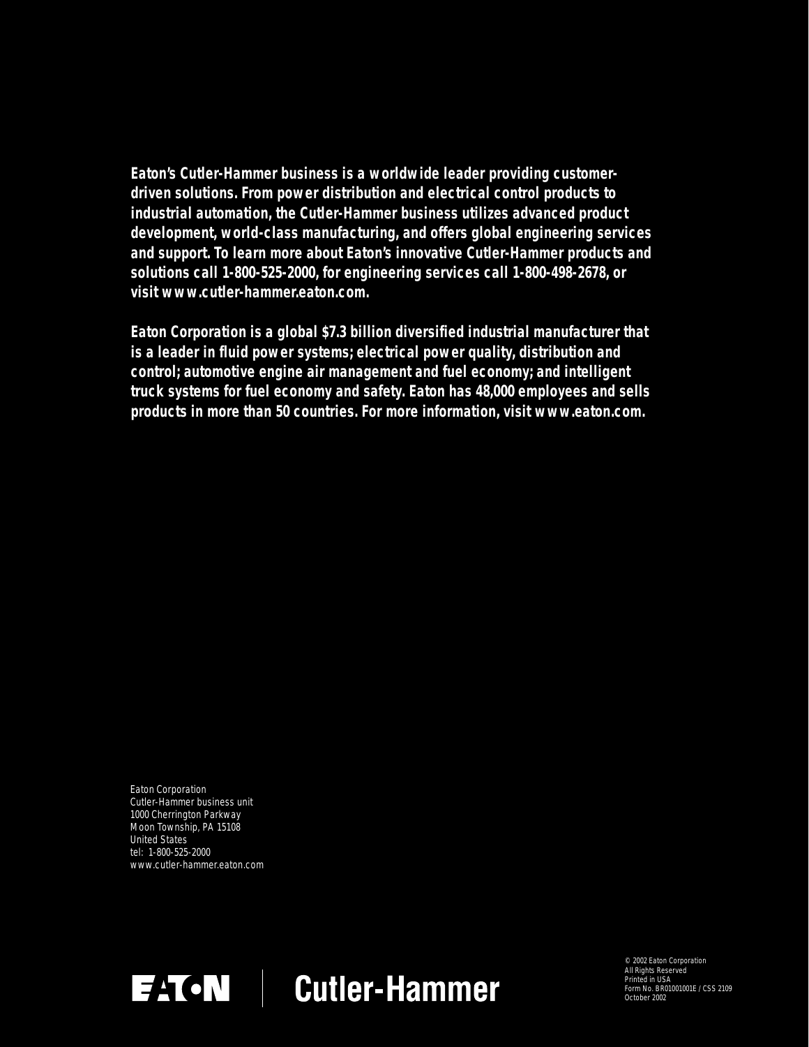**Eaton's Cutler-Hammer business is a worldwide leader providing customer-driven solutions. From power distribution and electrical control products to industrial automation, the Cutler-Hammer business utilizes advanced product development, world-class manufacturing, and offers global engineering services and support. To learn more about Eaton's innovative Cutler-Hammer products and solutions call 1-800-525-2000, for engineering services call 1-800-498-2678, or visit www.cutler-hammer.eaton.com.**

**Eaton Corporation is a global $7.3 billion diversified industrial manufacturer that is a leader in fluid power systems; electrical power quality, distribution and control; automotive engine air management and fuel economy; and intelligent truck systems for fuel economy and safety. Eaton has 48,000 employees and sells products in more than 50 countries. For more information, visit www.eaton.com.**

Eaton Corporation
Cutler-Hammer business unit
1000 Cherrington Parkway
Moon Township, PA 15108
United States
tel: 1-800-525-2000
www.cutler-hammer.eaton.com

EATON | Cutler-Hammer

© 2002 Eaton Corporation
All Rights Reserved
Printed in USA
Form No. BR01001001E / CSS 2109
October 2002